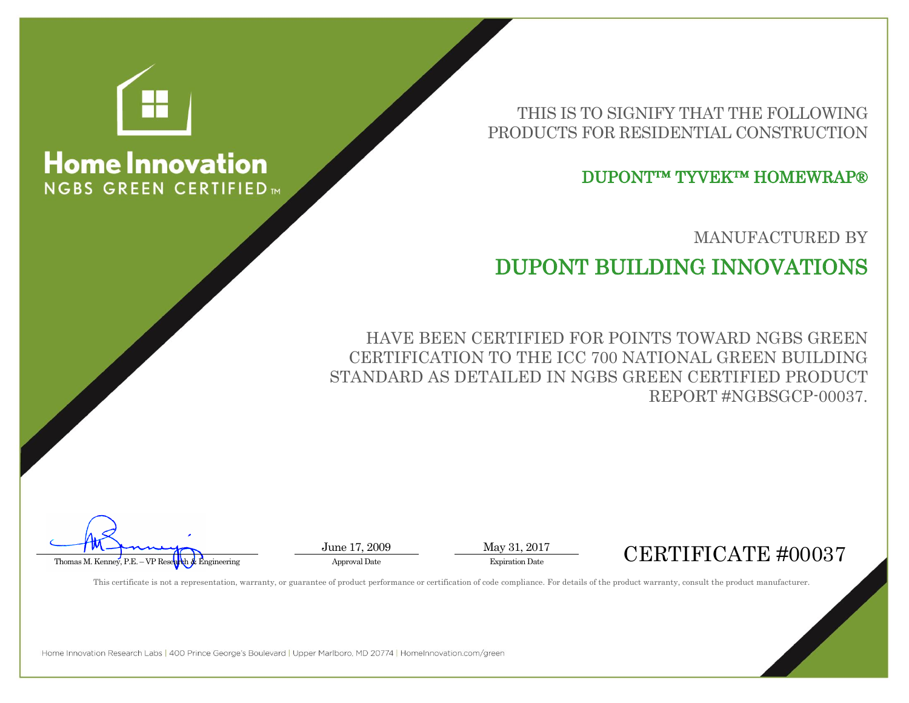# Home Innovation

NGBS GREEN CERTIFIED™

THIS IS TO SIGNIFY THAT THE FOLLOWING PRODUCTS FOR RESIDENTIAL CONSTRUCTION

## DUPONT™ TYVEK™ HOMEWRAP®

MANUFACTURED BY

## DUPONT BUILDING INNOVATIONS

HAVE BEEN CERTIFIED FOR POINTS TOWARD NGBS GREEN CERTIFICATION TO THE ICC 700 NATIONAL GREEN BUILDING STANDARD AS DETAILED IN NGBS GREEN CERTIFIED PRODUCT REPORT #NGBSGCP-00037.

Thomas M. Kenney, P.E. – VP Research & Engineering

June 17, 2009
Approval Date

May 31, 2017
Expiration Date

CERTIFICATE #00037

This certificate is not a representation, warranty, or guarantee of product performance or certification of code compliance. For details of the product warranty, consult the product manufacturer.

Home Innovation Research Labs | 400 Prince George's Boulevard | Upper Marlboro, MD 20774 | HomeInnovation.com/green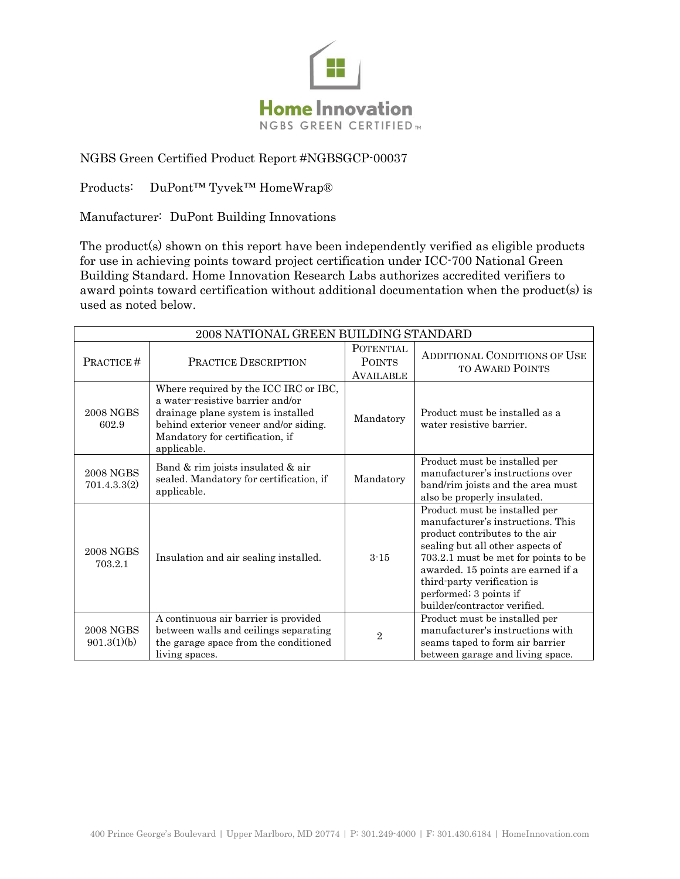Home Innovation
NGBS GREEN CERTIFIED™

NGBS Green Certified Product Report #NGBSGCP-00037

Products: DuPont™ Tyvek™ HomeWrap®

Manufacturer: DuPont Building Innovations

The product(s) shown on this report have been independently verified as eligible products for use in achieving points toward project certification under ICC-700 National Green Building Standard. Home Innovation Research Labs authorizes accredited verifiers to award points toward certification without additional documentation when the product(s) is used as noted below.

| 2008 NATIONAL GREEN BUILDING STANDARD | | | |
|---|---|---|---|
| PRACTICE # | PRACTICE DESCRIPTION | POTENTIAL POINTS AVAILABLE | ADDITIONAL CONDITIONS OF USE TO AWARD POINTS |
| 2008 NGBS 602.9 | Where required by the ICC IRC or IBC, a water-resistive barrier and/or drainage plane system is installed behind exterior veneer and/or siding. Mandatory for certification, if applicable. | Mandatory | Product must be installed as a water resistive barrier. |
| 2008 NGBS 701.4.3.3(2) | Band & rim joists insulated & air sealed. Mandatory for certification, if applicable. | Mandatory | Product must be installed per manufacturer's instructions over band/rim joists and the area must also be properly insulated. |
| 2008 NGBS 703.2.1 | Insulation and air sealing installed. | 3-15 | Product must be installed per manufacturer's instructions. This product contributes to the air sealing but all other aspects of 703.2.1 must be met for points to be awarded. 15 points are earned if a third-party verification is performed; 3 points if builder/contractor verified. |
| 2008 NGBS 901.3(1)(b) | A continuous air barrier is provided between walls and ceilings separating the garage space from the conditioned living spaces. | 2 | Product must be installed per manufacturer's instructions with seams taped to form air barrier between garage and living space. |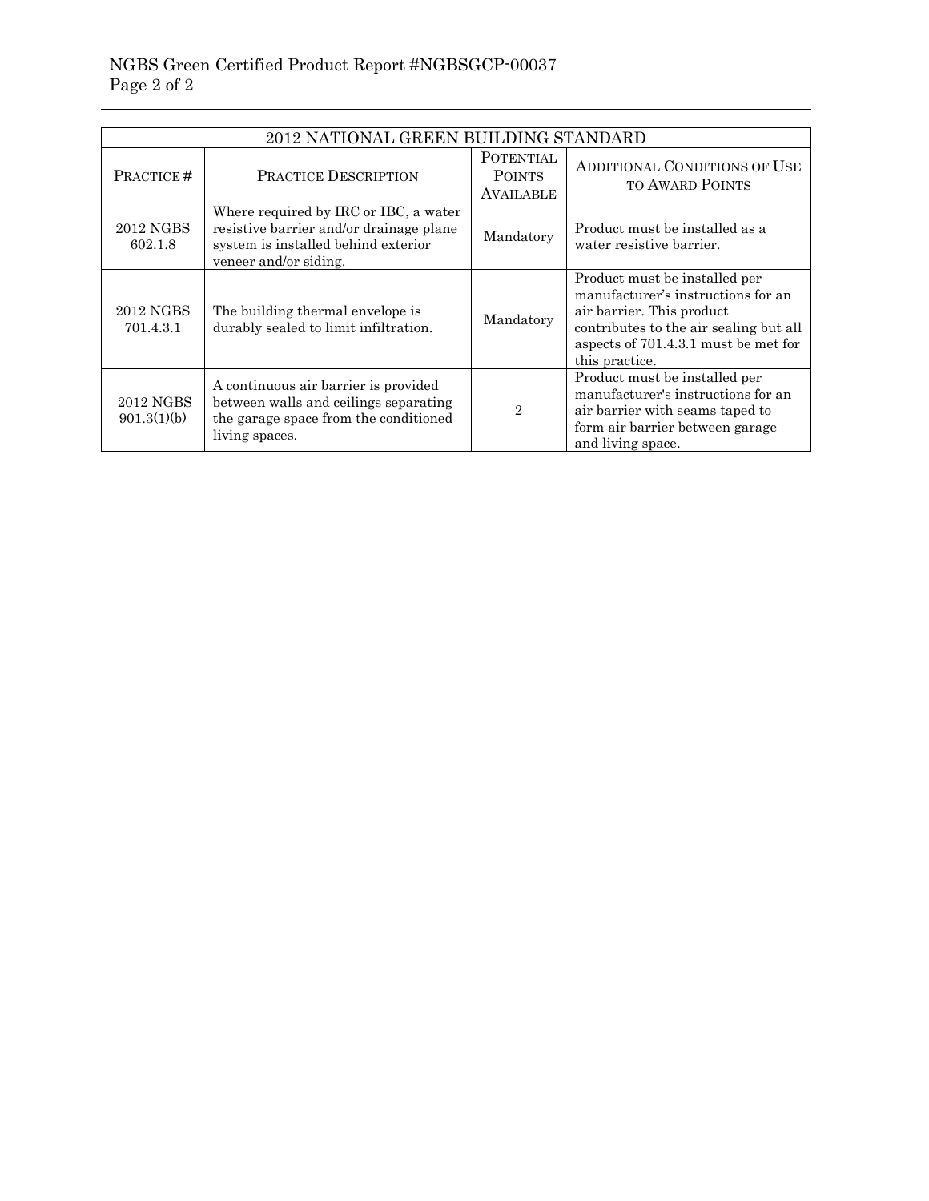| 2012 NATIONAL GREEN BUILDING STANDARD | | | |
|---|---|---|---|
| PRACTICE # | PRACTICE DESCRIPTION | POTENTIAL POINTS AVAILABLE | ADDITIONAL CONDITIONS OF USE TO AWARD POINTS |
| 2012 NGBS 602.1.8 | Where required by IRC or IBC, a water resistive barrier and/or drainage plane system is installed behind exterior veneer and/or siding. | Mandatory | Product must be installed as a water resistive barrier. |
| 2012 NGBS 701.4.3.1 | The building thermal envelope is durably sealed to limit infiltration. | Mandatory | Product must be installed per manufacturer's instructions for an air barrier. This product contributes to the air sealing but all aspects of 701.4.3.1 must be met for this practice. |
| 2012 NGBS 901.3(1)(b) | A continuous air barrier is provided between walls and ceilings separating the garage space from the conditioned living spaces. | 2 | Product must be installed per manufacturer's instructions for an air barrier with seams taped to form air barrier between garage and living space. |